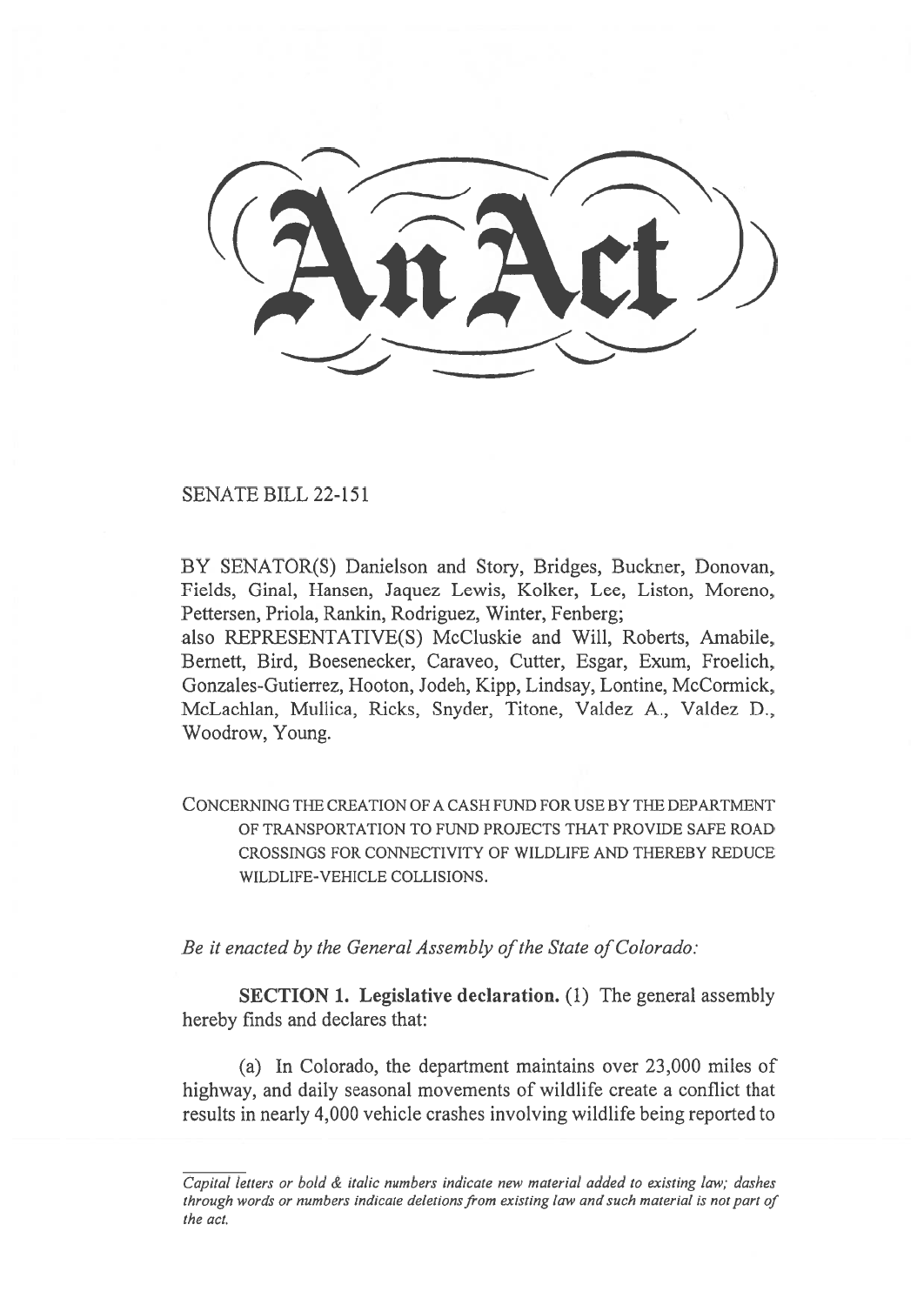# An Act

SENATE BILL 22-151

BY SENATOR(S) Danielson and Story, Bridges, Buckner, Donovan, Fields, Ginal, Hansen, Jaquez Lewis, Kolker, Lee, Liston, Moreno, Pettersen, Priola, Rankin, Rodriguez, Winter, Fenberg;
also REPRESENTATIVE(S) McCluskie and Will, Roberts, Amabile, Bernett, Bird, Boesenecker, Caraveo, Cutter, Esgar, Exum, Froelich, Gonzales-Gutierrez, Hooton, Jodeh, Kipp, Lindsay, Lontine, McCormick, McLachlan, Mullica, Ricks, Snyder, Titone, Valdez A., Valdez D., Woodrow, Young.

CONCERNING THE CREATION OF A CASH FUND FOR USE BY THE DEPARTMENT OF TRANSPORTATION TO FUND PROJECTS THAT PROVIDE SAFE ROAD CROSSINGS FOR CONNECTIVITY OF WILDLIFE AND THEREBY REDUCE WILDLIFE-VEHICLE COLLISIONS.

*Be it enacted by the General Assembly of the State of Colorado:*

**SECTION 1. Legislative declaration.** (1) The general assembly hereby finds and declares that:

(a) In Colorado, the department maintains over 23,000 miles of highway, and daily seasonal movements of wildlife create a conflict that results in nearly 4,000 vehicle crashes involving wildlife being reported to

*Capital letters or bold & italic numbers indicate new material added to existing law; dashes through words or numbers indicate deletions from existing law and such material is not part of the act.*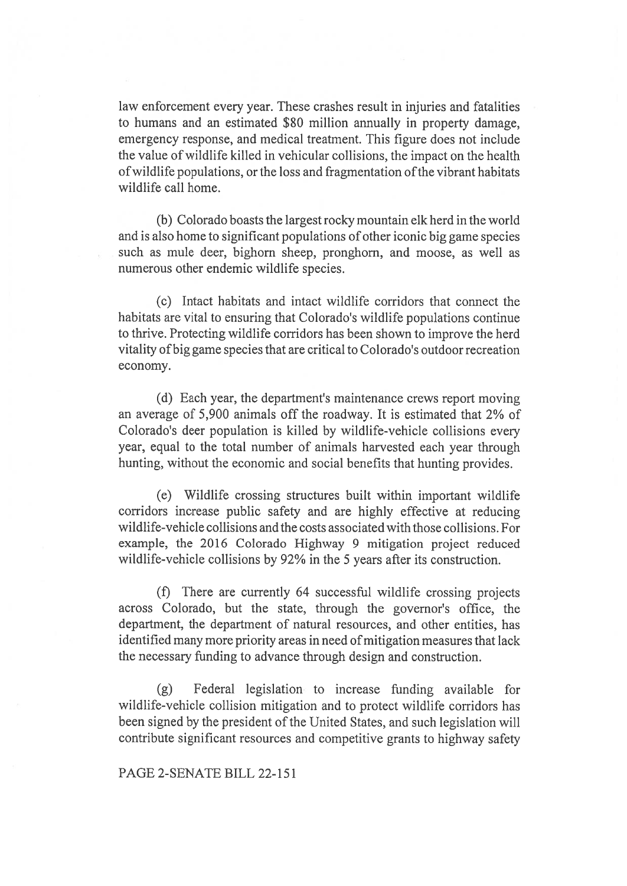law enforcement every year. These crashes result in injuries and fatalities to humans and an estimated $80 million annually in property damage, emergency response, and medical treatment. This figure does not include the value of wildlife killed in vehicular collisions, the impact on the health of wildlife populations, or the loss and fragmentation of the vibrant habitats wildlife call home.

(b) Colorado boasts the largest rocky mountain elk herd in the world and is also home to significant populations of other iconic big game species such as mule deer, bighorn sheep, pronghorn, and moose, as well as numerous other endemic wildlife species.

(c) Intact habitats and intact wildlife corridors that connect the habitats are vital to ensuring that Colorado's wildlife populations continue to thrive. Protecting wildlife corridors has been shown to improve the herd vitality of big game species that are critical to Colorado's outdoor recreation economy.

(d) Each year, the department's maintenance crews report moving an average of 5,900 animals off the roadway. It is estimated that 2% of Colorado's deer population is killed by wildlife-vehicle collisions every year, equal to the total number of animals harvested each year through hunting, without the economic and social benefits that hunting provides.

(e) Wildlife crossing structures built within important wildlife corridors increase public safety and are highly effective at reducing wildlife-vehicle collisions and the costs associated with those collisions. For example, the 2016 Colorado Highway 9 mitigation project reduced wildlife-vehicle collisions by 92% in the 5 years after its construction.

(f) There are currently 64 successful wildlife crossing projects across Colorado, but the state, through the governor's office, the department, the department of natural resources, and other entities, has identified many more priority areas in need of mitigation measures that lack the necessary funding to advance through design and construction.

(g) Federal legislation to increase funding available for wildlife-vehicle collision mitigation and to protect wildlife corridors has been signed by the president of the United States, and such legislation will contribute significant resources and competitive grants to highway safety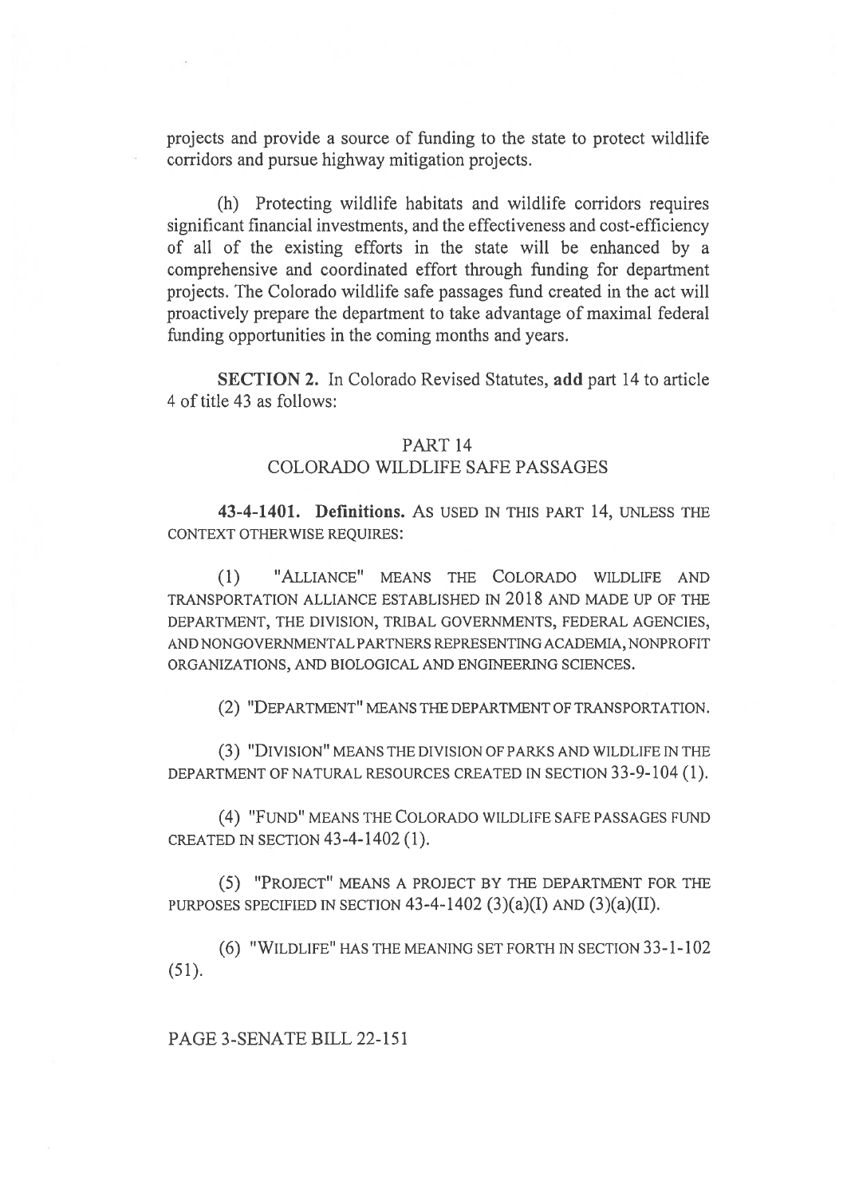projects and provide a source of funding to the state to protect wildlife corridors and pursue highway mitigation projects.

(h) Protecting wildlife habitats and wildlife corridors requires significant financial investments, and the effectiveness and cost-efficiency of all of the existing efforts in the state will be enhanced by a comprehensive and coordinated effort through funding for department projects. The Colorado wildlife safe passages fund created in the act will proactively prepare the department to take advantage of maximal federal funding opportunities in the coming months and years.

**SECTION 2.** In Colorado Revised Statutes, **add** part 14 to article 4 of title 43 as follows:

PART 14
COLORADO WILDLIFE SAFE PASSAGES

**43-4-1401. Definitions.** AS USED IN THIS PART 14, UNLESS THE CONTEXT OTHERWISE REQUIRES:

(1) "ALLIANCE" MEANS THE COLORADO WILDLIFE AND TRANSPORTATION ALLIANCE ESTABLISHED IN 2018 AND MADE UP OF THE DEPARTMENT, THE DIVISION, TRIBAL GOVERNMENTS, FEDERAL AGENCIES, AND NONGOVERNMENTAL PARTNERS REPRESENTING ACADEMIA, NONPROFIT ORGANIZATIONS, AND BIOLOGICAL AND ENGINEERING SCIENCES.

(2) "DEPARTMENT" MEANS THE DEPARTMENT OF TRANSPORTATION.

(3) "DIVISION" MEANS THE DIVISION OF PARKS AND WILDLIFE IN THE DEPARTMENT OF NATURAL RESOURCES CREATED IN SECTION 33-9-104 (1).

(4) "FUND" MEANS THE COLORADO WILDLIFE SAFE PASSAGES FUND CREATED IN SECTION 43-4-1402 (1).

(5) "PROJECT" MEANS A PROJECT BY THE DEPARTMENT FOR THE PURPOSES SPECIFIED IN SECTION 43-4-1402 (3)(a)(I) AND (3)(a)(II).

(6) "WILDLIFE" HAS THE MEANING SET FORTH IN SECTION 33-1-102 (51).

PAGE 3-SENATE BILL 22-151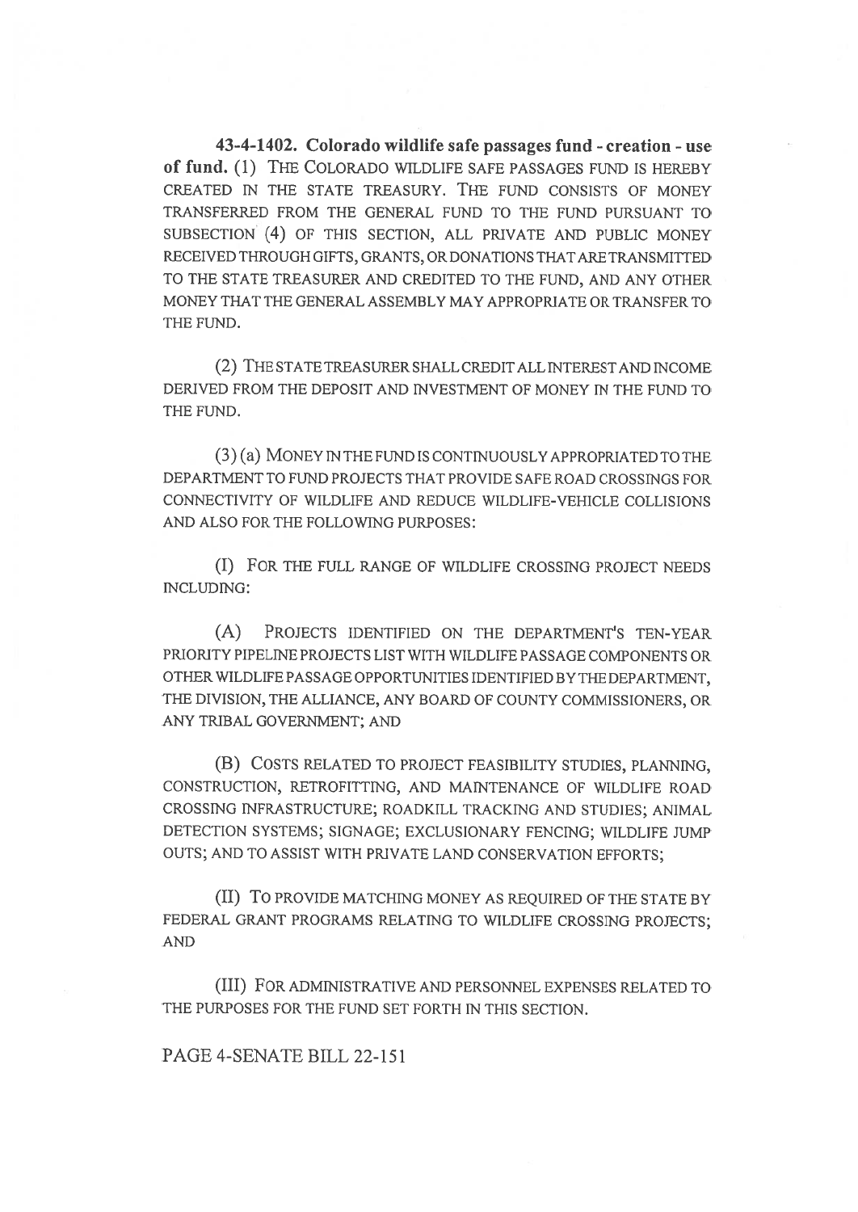**43-4-1402. Colorado wildlife safe passages fund - creation - use of fund.** (1) THE COLORADO WILDLIFE SAFE PASSAGES FUND IS HEREBY CREATED IN THE STATE TREASURY. THE FUND CONSISTS OF MONEY TRANSFERRED FROM THE GENERAL FUND TO THE FUND PURSUANT TO SUBSECTION (4) OF THIS SECTION, ALL PRIVATE AND PUBLIC MONEY RECEIVED THROUGH GIFTS, GRANTS, OR DONATIONS THAT ARE TRANSMITTED TO THE STATE TREASURER AND CREDITED TO THE FUND, AND ANY OTHER MONEY THAT THE GENERAL ASSEMBLY MAY APPROPRIATE OR TRANSFER TO THE FUND.

(2) THE STATE TREASURER SHALL CREDIT ALL INTEREST AND INCOME DERIVED FROM THE DEPOSIT AND INVESTMENT OF MONEY IN THE FUND TO THE FUND.

(3) (a) MONEY IN THE FUND IS CONTINUOUSLY APPROPRIATED TO THE DEPARTMENT TO FUND PROJECTS THAT PROVIDE SAFE ROAD CROSSINGS FOR CONNECTIVITY OF WILDLIFE AND REDUCE WILDLIFE-VEHICLE COLLISIONS AND ALSO FOR THE FOLLOWING PURPOSES:

(I) FOR THE FULL RANGE OF WILDLIFE CROSSING PROJECT NEEDS INCLUDING:

(A) PROJECTS IDENTIFIED ON THE DEPARTMENT'S TEN-YEAR PRIORITY PIPELINE PROJECTS LIST WITH WILDLIFE PASSAGE COMPONENTS OR OTHER WILDLIFE PASSAGE OPPORTUNITIES IDENTIFIED BY THE DEPARTMENT, THE DIVISION, THE ALLIANCE, ANY BOARD OF COUNTY COMMISSIONERS, OR ANY TRIBAL GOVERNMENT; AND

(B) COSTS RELATED TO PROJECT FEASIBILITY STUDIES, PLANNING, CONSTRUCTION, RETROFITTING, AND MAINTENANCE OF WILDLIFE ROAD CROSSING INFRASTRUCTURE; ROADKILL TRACKING AND STUDIES; ANIMAL DETECTION SYSTEMS; SIGNAGE; EXCLUSIONARY FENCING; WILDLIFE JUMP OUTS; AND TO ASSIST WITH PRIVATE LAND CONSERVATION EFFORTS;

(II) TO PROVIDE MATCHING MONEY AS REQUIRED OF THE STATE BY FEDERAL GRANT PROGRAMS RELATING TO WILDLIFE CROSSING PROJECTS; AND

(III) FOR ADMINISTRATIVE AND PERSONNEL EXPENSES RELATED TO THE PURPOSES FOR THE FUND SET FORTH IN THIS SECTION.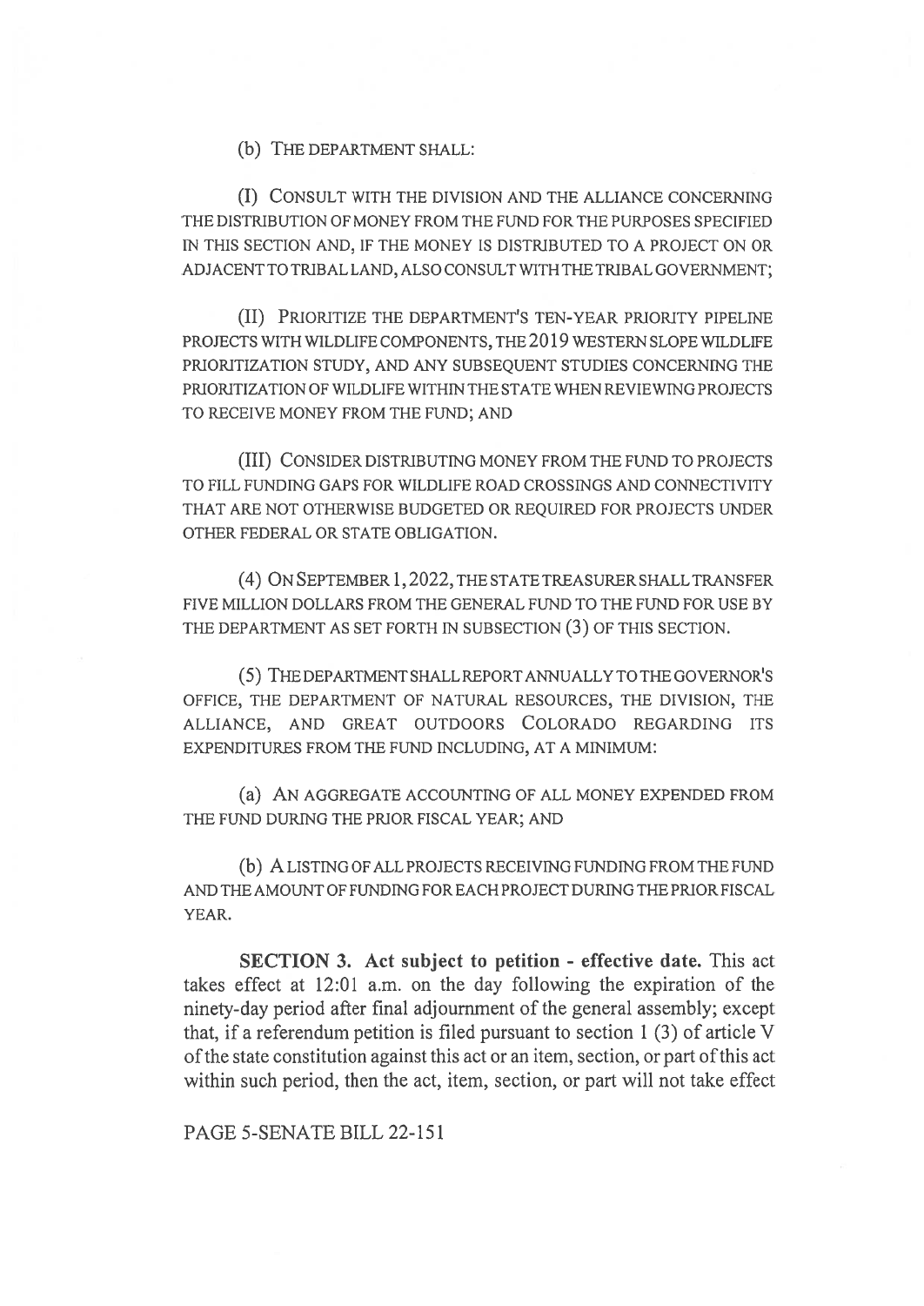(b) THE DEPARTMENT SHALL:

(I) CONSULT WITH THE DIVISION AND THE ALLIANCE CONCERNING THE DISTRIBUTION OF MONEY FROM THE FUND FOR THE PURPOSES SPECIFIED IN THIS SECTION AND, IF THE MONEY IS DISTRIBUTED TO A PROJECT ON OR ADJACENT TO TRIBAL LAND, ALSO CONSULT WITH THE TRIBAL GOVERNMENT;

(II) PRIORITIZE THE DEPARTMENT'S TEN-YEAR PRIORITY PIPELINE PROJECTS WITH WILDLIFE COMPONENTS, THE 2019 WESTERN SLOPE WILDLIFE PRIORITIZATION STUDY, AND ANY SUBSEQUENT STUDIES CONCERNING THE PRIORITIZATION OF WILDLIFE WITHIN THE STATE WHEN REVIEWING PROJECTS TO RECEIVE MONEY FROM THE FUND; AND

(III) CONSIDER DISTRIBUTING MONEY FROM THE FUND TO PROJECTS TO FILL FUNDING GAPS FOR WILDLIFE ROAD CROSSINGS AND CONNECTIVITY THAT ARE NOT OTHERWISE BUDGETED OR REQUIRED FOR PROJECTS UNDER OTHER FEDERAL OR STATE OBLIGATION.

(4) ON SEPTEMBER 1, 2022, THE STATE TREASURER SHALL TRANSFER FIVE MILLION DOLLARS FROM THE GENERAL FUND TO THE FUND FOR USE BY THE DEPARTMENT AS SET FORTH IN SUBSECTION (3) OF THIS SECTION.

(5) THE DEPARTMENT SHALL REPORT ANNUALLY TO THE GOVERNOR'S OFFICE, THE DEPARTMENT OF NATURAL RESOURCES, THE DIVISION, THE ALLIANCE, AND GREAT OUTDOORS COLORADO REGARDING ITS EXPENDITURES FROM THE FUND INCLUDING, AT A MINIMUM:

(a) AN AGGREGATE ACCOUNTING OF ALL MONEY EXPENDED FROM THE FUND DURING THE PRIOR FISCAL YEAR; AND

(b) A LISTING OF ALL PROJECTS RECEIVING FUNDING FROM THE FUND AND THE AMOUNT OF FUNDING FOR EACH PROJECT DURING THE PRIOR FISCAL YEAR.

**SECTION 3. Act subject to petition - effective date.** This act takes effect at 12:01 a.m. on the day following the expiration of the ninety-day period after final adjournment of the general assembly; except that, if a referendum petition is filed pursuant to section 1 (3) of article V of the state constitution against this act or an item, section, or part of this act within such period, then the act, item, section, or part will not take effect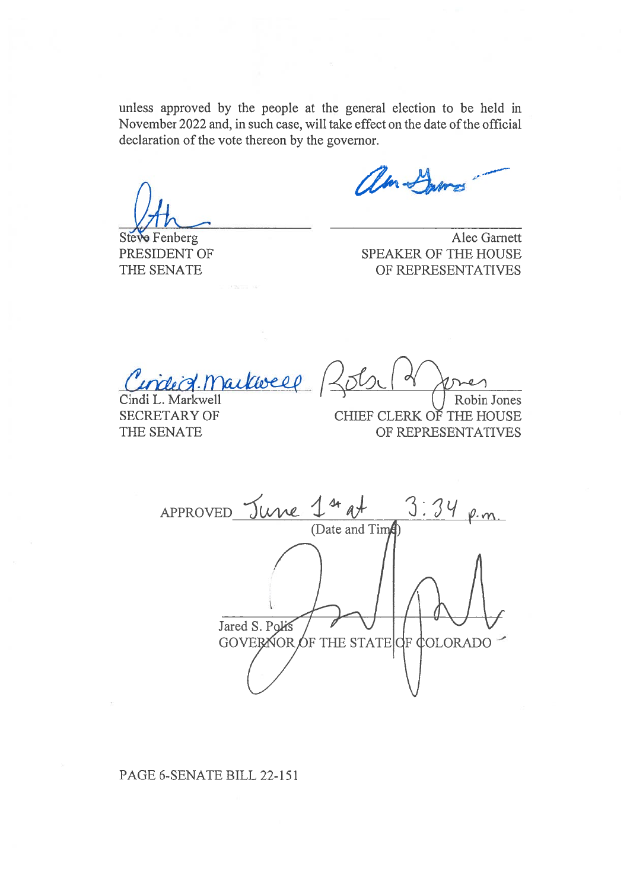unless approved by the people at the general election to be held in November 2022 and, in such case, will take effect on the date of the official declaration of the vote thereon by the governor.

| | |
|---|---|
| Steve Fenberg<br>PRESIDENT OF<br>THE SENATE | Alec Garnett<br>SPEAKER OF THE HOUSE<br>OF REPRESENTATIVES |
| Cindi L. Markwell<br>SECRETARY OF<br>THE SENATE | Robin Jones<br>CHIEF CLERK OF THE HOUSE<br>OF REPRESENTATIVES |

APPROVED June 1st at 3:34 p.m.
(Date and Time)

Jared S. Polis
GOVERNOR OF THE STATE OF COLORADO

PAGE 6-SENATE BILL 22-151